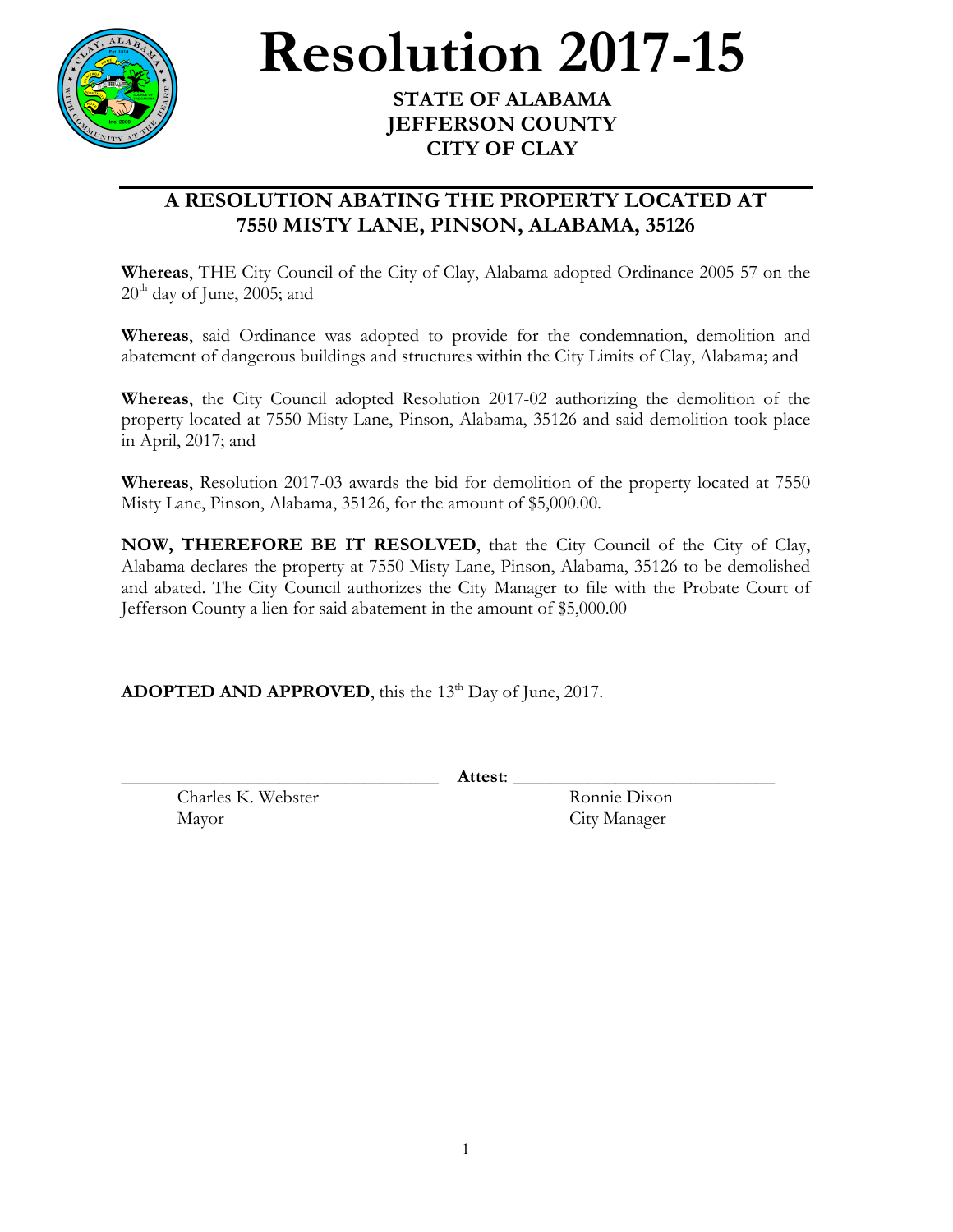# Resolution 2017-15

**STATE OF ALABAMA**
**JEFFERSON COUNTY**
**CITY OF CLAY**

---

## A RESOLUTION ABATING THE PROPERTY LOCATED AT 7550 MISTY LANE, PINSON, ALABAMA, 35126

**Whereas**, THE City Council of the City of Clay, Alabama adopted Ordinance 2005-57 on the 20th day of June, 2005; and

**Whereas**, said Ordinance was adopted to provide for the condemnation, demolition and abatement of dangerous buildings and structures within the City Limits of Clay, Alabama; and

**Whereas**, the City Council adopted Resolution 2017-02 authorizing the demolition of the property located at 7550 Misty Lane, Pinson, Alabama, 35126 and said demolition took place in April, 2017; and

**Whereas**, Resolution 2017-03 awards the bid for demolition of the property located at 7550 Misty Lane, Pinson, Alabama, 35126, for the amount of $5,000.00.

**NOW, THEREFORE BE IT RESOLVED**, that the City Council of the City of Clay, Alabama declares the property at 7550 Misty Lane, Pinson, Alabama, 35126 to be demolished and abated. The City Council authorizes the City Manager to file with the Probate Court of Jefferson County a lien for said abatement in the amount of $5,000.00

**ADOPTED AND APPROVED**, this the 13th Day of June, 2017.

\_\_\_\_\_\_\_\_\_\_\_\_\_\_\_\_\_\_\_\_\_\_\_\_\_\_\_\_\_\_ **Attest**: \_\_\_\_\_\_\_\_\_\_\_\_\_\_\_\_\_\_\_\_\_\_\_\_\_\_\_\_\_\_

Charles K. Webster
Mayor

Ronnie Dixon
City Manager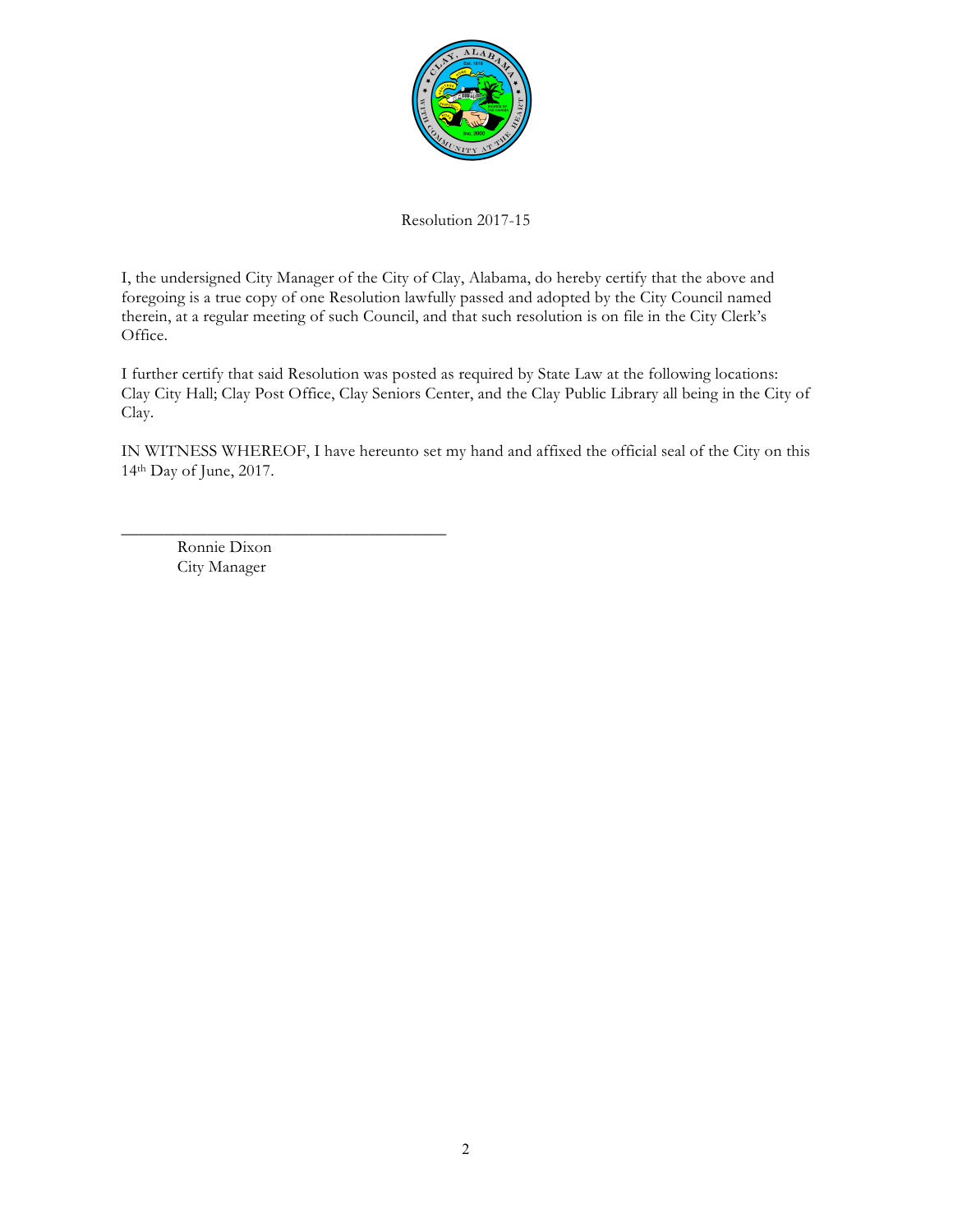Resolution 2017-15

I, the undersigned City Manager of the City of Clay, Alabama, do hereby certify that the above and foregoing is a true copy of one Resolution lawfully passed and adopted by the City Council named therein, at a regular meeting of such Council, and that such resolution is on file in the City Clerk's Office.

I further certify that said Resolution was posted as required by State Law at the following locations: Clay City Hall; Clay Post Office, Clay Seniors Center, and the Clay Public Library all being in the City of Clay.

IN WITNESS WHEREOF, I have hereunto set my hand and affixed the official seal of the City on this 14th Day of June, 2017.

\_\_\_\_\_\_\_\_\_\_\_\_\_\_\_\_\_\_\_\_\_\_\_\_\_\_\_\_\_\_\_\_\_\_\_\_\_\_\_\_

Ronnie Dixon
City Manager